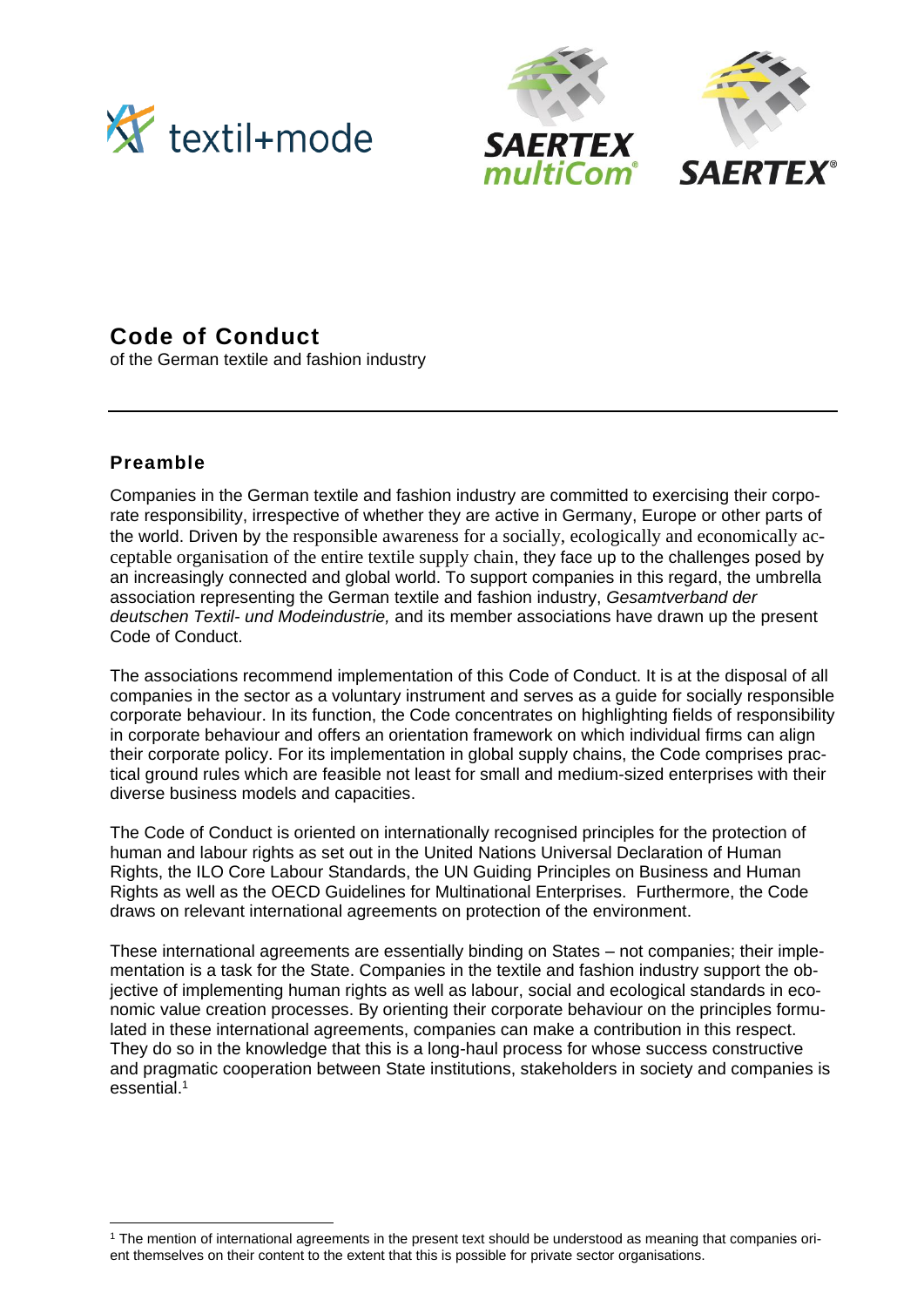# Code of Conduct

of the German textile and fashion industry

## Preamble

Companies in the German textile and fashion industry are committed to exercising their corporate responsibility, irrespective of whether they are active in Germany, Europe or other parts of the world. Driven by the responsible awareness for a socially, ecologically and economically acceptable organisation of the entire textile supply chain, they face up to the challenges posed by an increasingly connected and global world. To support companies in this regard, the umbrella association representing the German textile and fashion industry, *Gesamtverband der deutschen Textil- und Modeindustrie,* and its member associations have drawn up the present Code of Conduct.

The associations recommend implementation of this Code of Conduct. It is at the disposal of all companies in the sector as a voluntary instrument and serves as a guide for socially responsible corporate behaviour. In its function, the Code concentrates on highlighting fields of responsibility in corporate behaviour and offers an orientation framework on which individual firms can align their corporate policy. For its implementation in global supply chains, the Code comprises practical ground rules which are feasible not least for small and medium-sized enterprises with their diverse business models and capacities.

The Code of Conduct is oriented on internationally recognised principles for the protection of human and labour rights as set out in the United Nations Universal Declaration of Human Rights, the ILO Core Labour Standards, the UN Guiding Principles on Business and Human Rights as well as the OECD Guidelines for Multinational Enterprises. Furthermore, the Code draws on relevant international agreements on protection of the environment.

These international agreements are essentially binding on States – not companies; their implementation is a task for the State. Companies in the textile and fashion industry support the objective of implementing human rights as well as labour, social and ecological standards in economic value creation processes. By orienting their corporate behaviour on the principles formulated in these international agreements, companies can make a contribution in this respect. They do so in the knowledge that this is a long-haul process for whose success constructive and pragmatic cooperation between State institutions, stakeholders in society and companies is essential.[1]

---

[1] The mention of international agreements in the present text should be understood as meaning that companies orient themselves on their content to the extent that this is possible for private sector organisations.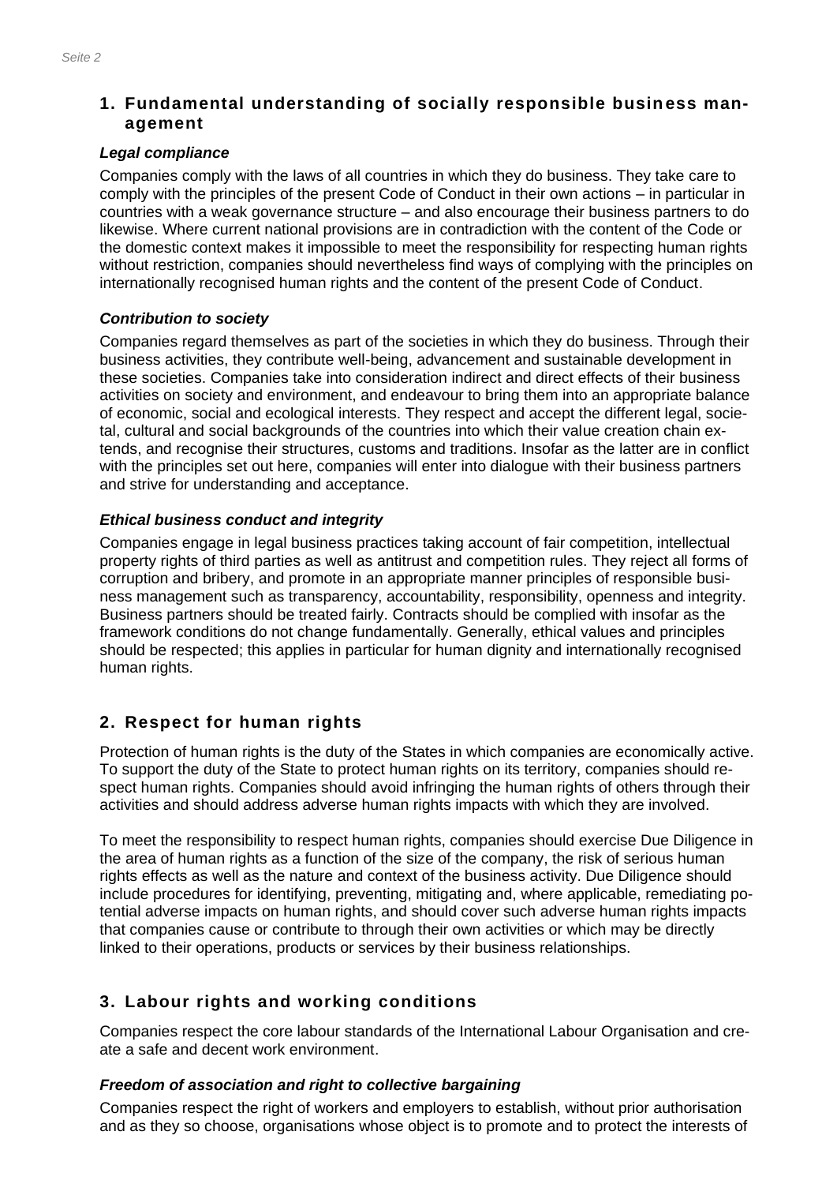## 1. Fundamental understanding of socially responsible business management

### *Legal compliance*

Companies comply with the laws of all countries in which they do business. They take care to comply with the principles of the present Code of Conduct in their own actions – in particular in countries with a weak governance structure – and also encourage their business partners to do likewise. Where current national provisions are in contradiction with the content of the Code or the domestic context makes it impossible to meet the responsibility for respecting human rights without restriction, companies should nevertheless find ways of complying with the principles on internationally recognised human rights and the content of the present Code of Conduct.

### *Contribution to society*

Companies regard themselves as part of the societies in which they do business. Through their business activities, they contribute well-being, advancement and sustainable development in these societies. Companies take into consideration indirect and direct effects of their business activities on society and environment, and endeavour to bring them into an appropriate balance of economic, social and ecological interests. They respect and accept the different legal, societal, cultural and social backgrounds of the countries into which their value creation chain extends, and recognise their structures, customs and traditions. Insofar as the latter are in conflict with the principles set out here, companies will enter into dialogue with their business partners and strive for understanding and acceptance.

### *Ethical business conduct and integrity*

Companies engage in legal business practices taking account of fair competition, intellectual property rights of third parties as well as antitrust and competition rules. They reject all forms of corruption and bribery, and promote in an appropriate manner principles of responsible business management such as transparency, accountability, responsibility, openness and integrity. Business partners should be treated fairly. Contracts should be complied with insofar as the framework conditions do not change fundamentally. Generally, ethical values and principles should be respected; this applies in particular for human dignity and internationally recognised human rights.

## 2. Respect for human rights

Protection of human rights is the duty of the States in which companies are economically active. To support the duty of the State to protect human rights on its territory, companies should respect human rights. Companies should avoid infringing the human rights of others through their activities and should address adverse human rights impacts with which they are involved.

To meet the responsibility to respect human rights, companies should exercise Due Diligence in the area of human rights as a function of the size of the company, the risk of serious human rights effects as well as the nature and context of the business activity. Due Diligence should include procedures for identifying, preventing, mitigating and, where applicable, remediating potential adverse impacts on human rights, and should cover such adverse human rights impacts that companies cause or contribute to through their own activities or which may be directly linked to their operations, products or services by their business relationships.

## 3. Labour rights and working conditions

Companies respect the core labour standards of the International Labour Organisation and create a safe and decent work environment.

### *Freedom of association and right to collective bargaining*

Companies respect the right of workers and employers to establish, without prior authorisation and as they so choose, organisations whose object is to promote and to protect the interests of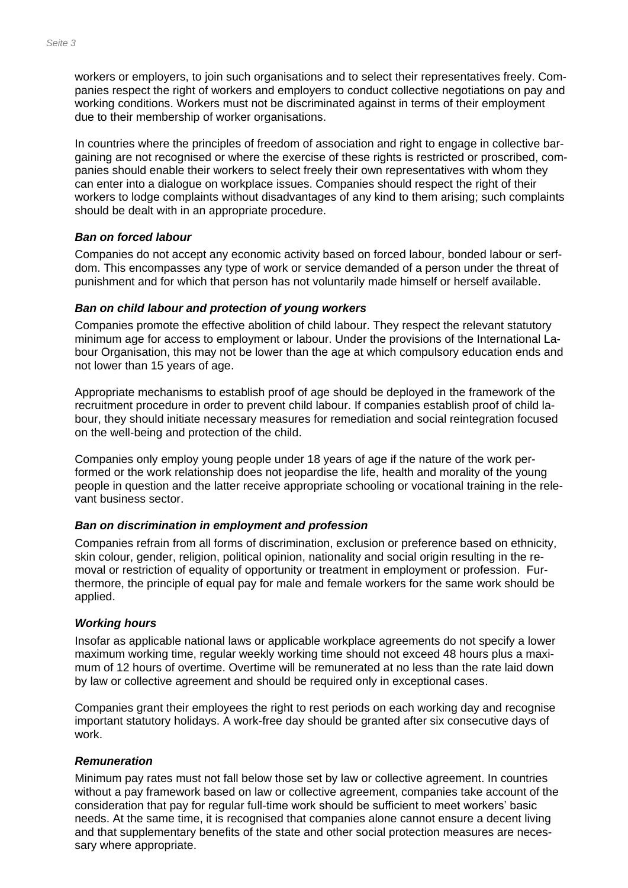workers or employers, to join such organisations and to select their representatives freely. Companies respect the right of workers and employers to conduct collective negotiations on pay and working conditions. Workers must not be discriminated against in terms of their employment due to their membership of worker organisations.

In countries where the principles of freedom of association and right to engage in collective bargaining are not recognised or where the exercise of these rights is restricted or proscribed, companies should enable their workers to select freely their own representatives with whom they can enter into a dialogue on workplace issues. Companies should respect the right of their workers to lodge complaints without disadvantages of any kind to them arising; such complaints should be dealt with in an appropriate procedure.

#### *Ban on forced labour*

Companies do not accept any economic activity based on forced labour, bonded labour or serfdom. This encompasses any type of work or service demanded of a person under the threat of punishment and for which that person has not voluntarily made himself or herself available.

#### *Ban on child labour and protection of young workers*

Companies promote the effective abolition of child labour. They respect the relevant statutory minimum age for access to employment or labour. Under the provisions of the International Labour Organisation, this may not be lower than the age at which compulsory education ends and not lower than 15 years of age.

Appropriate mechanisms to establish proof of age should be deployed in the framework of the recruitment procedure in order to prevent child labour. If companies establish proof of child labour, they should initiate necessary measures for remediation and social reintegration focused on the well-being and protection of the child.

Companies only employ young people under 18 years of age if the nature of the work performed or the work relationship does not jeopardise the life, health and morality of the young people in question and the latter receive appropriate schooling or vocational training in the relevant business sector.

#### *Ban on discrimination in employment and profession*

Companies refrain from all forms of discrimination, exclusion or preference based on ethnicity, skin colour, gender, religion, political opinion, nationality and social origin resulting in the removal or restriction of equality of opportunity or treatment in employment or profession. Furthermore, the principle of equal pay for male and female workers for the same work should be applied.

#### *Working hours*

Insofar as applicable national laws or applicable workplace agreements do not specify a lower maximum working time, regular weekly working time should not exceed 48 hours plus a maximum of 12 hours of overtime. Overtime will be remunerated at no less than the rate laid down by law or collective agreement and should be required only in exceptional cases.

Companies grant their employees the right to rest periods on each working day and recognise important statutory holidays. A work-free day should be granted after six consecutive days of work.

#### *Remuneration*

Minimum pay rates must not fall below those set by law or collective agreement. In countries without a pay framework based on law or collective agreement, companies take account of the consideration that pay for regular full-time work should be sufficient to meet workers' basic needs. At the same time, it is recognised that companies alone cannot ensure a decent living and that supplementary benefits of the state and other social protection measures are necessary where appropriate.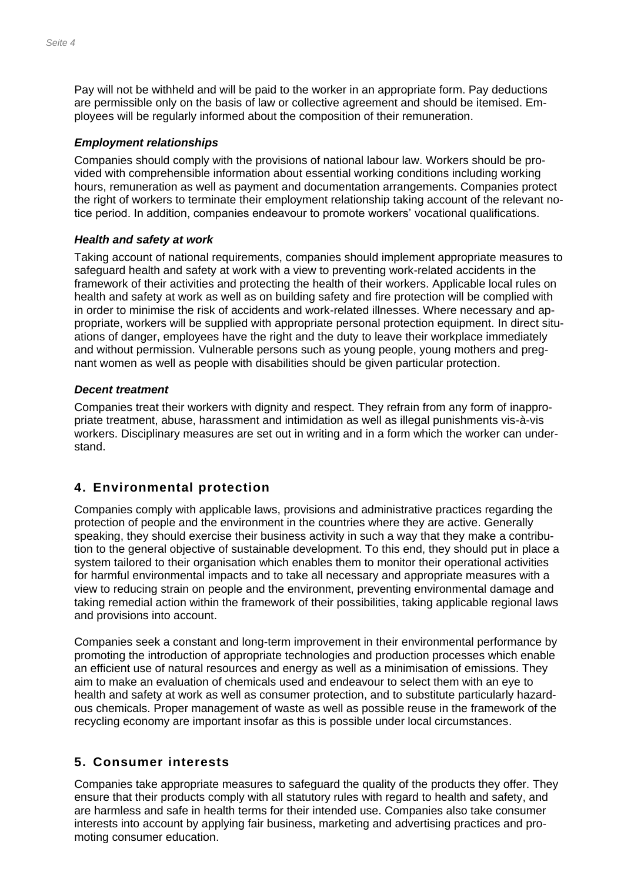Pay will not be withheld and will be paid to the worker in an appropriate form. Pay deductions are permissible only on the basis of law or collective agreement and should be itemised. Employees will be regularly informed about the composition of their remuneration.

***Employment relationships***

Companies should comply with the provisions of national labour law. Workers should be provided with comprehensible information about essential working conditions including working hours, remuneration as well as payment and documentation arrangements. Companies protect the right of workers to terminate their employment relationship taking account of the relevant notice period. In addition, companies endeavour to promote workers' vocational qualifications.

***Health and safety at work***

Taking account of national requirements, companies should implement appropriate measures to safeguard health and safety at work with a view to preventing work-related accidents in the framework of their activities and protecting the health of their workers. Applicable local rules on health and safety at work as well as on building safety and fire protection will be complied with in order to minimise the risk of accidents and work-related illnesses. Where necessary and appropriate, workers will be supplied with appropriate personal protection equipment. In direct situations of danger, employees have the right and the duty to leave their workplace immediately and without permission. Vulnerable persons such as young people, young mothers and pregnant women as well as people with disabilities should be given particular protection.

***Decent treatment***

Companies treat their workers with dignity and respect. They refrain from any form of inappropriate treatment, abuse, harassment and intimidation as well as illegal punishments vis-à-vis workers. Disciplinary measures are set out in writing and in a form which the worker can understand.

## 4. Environmental protection

Companies comply with applicable laws, provisions and administrative practices regarding the protection of people and the environment in the countries where they are active. Generally speaking, they should exercise their business activity in such a way that they make a contribution to the general objective of sustainable development. To this end, they should put in place a system tailored to their organisation which enables them to monitor their operational activities for harmful environmental impacts and to take all necessary and appropriate measures with a view to reducing strain on people and the environment, preventing environmental damage and taking remedial action within the framework of their possibilities, taking applicable regional laws and provisions into account.

Companies seek a constant and long-term improvement in their environmental performance by promoting the introduction of appropriate technologies and production processes which enable an efficient use of natural resources and energy as well as a minimisation of emissions. They aim to make an evaluation of chemicals used and endeavour to select them with an eye to health and safety at work as well as consumer protection, and to substitute particularly hazardous chemicals. Proper management of waste as well as possible reuse in the framework of the recycling economy are important insofar as this is possible under local circumstances.

## 5. Consumer interests

Companies take appropriate measures to safeguard the quality of the products they offer. They ensure that their products comply with all statutory rules with regard to health and safety, and are harmless and safe in health terms for their intended use. Companies also take consumer interests into account by applying fair business, marketing and advertising practices and promoting consumer education.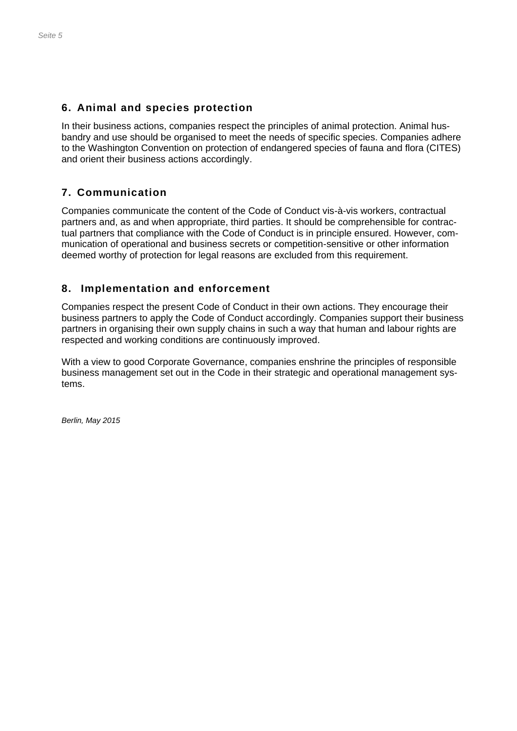## 6. Animal and species protection

In their business actions, companies respect the principles of animal protection. Animal husbandry and use should be organised to meet the needs of specific species. Companies adhere to the Washington Convention on protection of endangered species of fauna and flora (CITES) and orient their business actions accordingly.

## 7. Communication

Companies communicate the content of the Code of Conduct vis-à-vis workers, contractual partners and, as and when appropriate, third parties. It should be comprehensible for contractual partners that compliance with the Code of Conduct is in principle ensured. However, communication of operational and business secrets or competition-sensitive or other information deemed worthy of protection for legal reasons are excluded from this requirement.

## 8. Implementation and enforcement

Companies respect the present Code of Conduct in their own actions. They encourage their business partners to apply the Code of Conduct accordingly. Companies support their business partners in organising their own supply chains in such a way that human and labour rights are respected and working conditions are continuously improved.

With a view to good Corporate Governance, companies enshrine the principles of responsible business management set out in the Code in their strategic and operational management systems.

*Berlin, May 2015*